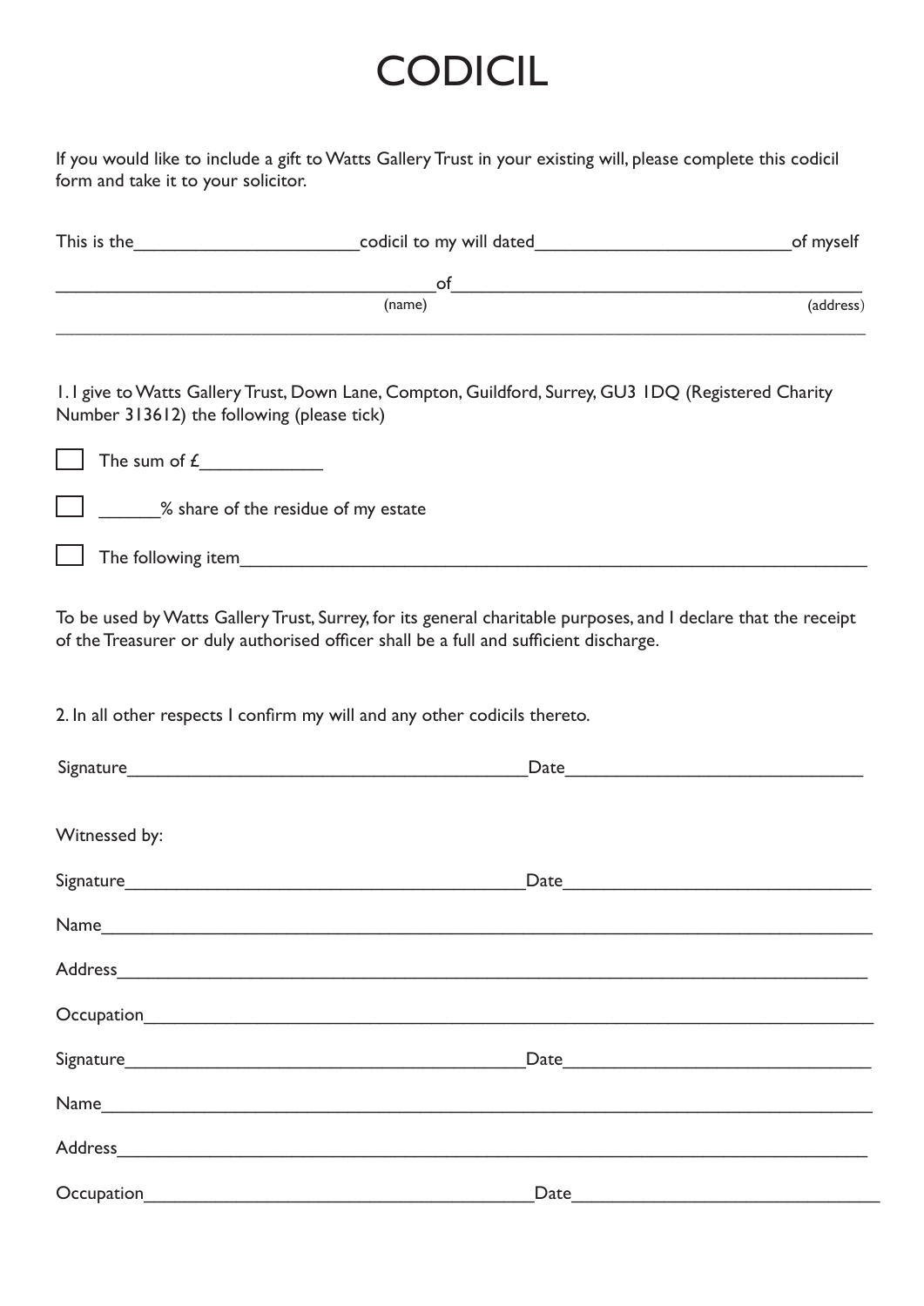# CODICIL

If you would like to include a gift to Watts Gallery Trust in your existing will, please complete this codicil form and take it to your solicitor.

This is the______________________codicil to my will dated_________________________of myself

_____________________________________of_________________________________________
(name) (address)

_______________________________________________________________________________

1. I give to Watts Gallery Trust, Down Lane, Compton, Guildford, Surrey, GU3 1DQ (Registered Charity Number 313612) the following (please tick)

- [ ] The sum of £____________
- [ ] ______% share of the residue of my estate
- [ ] The following item_______________________________________________________________

To be used by Watts Gallery Trust, Surrey, for its general charitable purposes, and I declare that the receipt of the Treasurer or duly authorised officer shall be a full and sufficient discharge.

2. In all other respects I confirm my will and any other codicils thereto.

Signature________________________________________Date_____________________________

Witnessed by:

Signature________________________________________Date_____________________________

Name___________________________________________________________________________

Address_________________________________________________________________________

Occupation______________________________________________________________________

Signature________________________________________Date_____________________________

Name___________________________________________________________________________

Address_________________________________________________________________________

Occupation______________________________________Date______________________________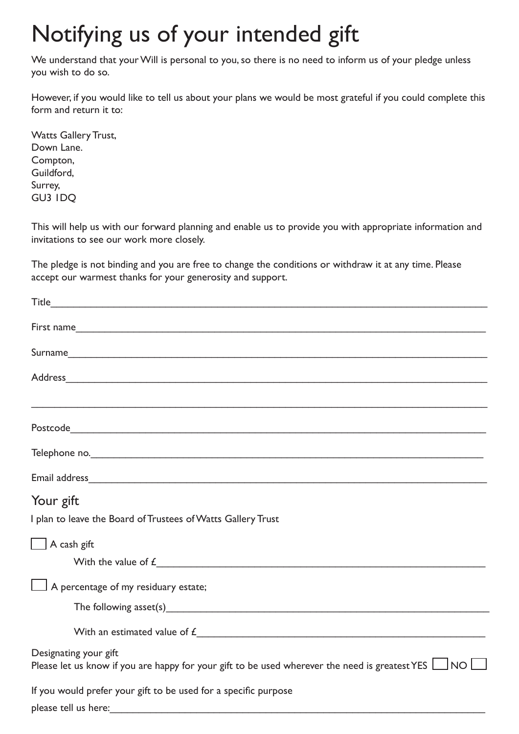# Notifying us of your intended gift

We understand that your Will is personal to you, so there is no need to inform us of your pledge unless you wish to do so.

However, if you would like to tell us about your plans we would be most grateful if you could complete this form and return it to:

Watts Gallery Trust,
Down Lane.
Compton,
Guildford,
Surrey,
GU3 1DQ

This will help us with our forward planning and enable us to provide you with appropriate information and invitations to see our work more closely.

The pledge is not binding and you are free to change the conditions or withdraw it at any time. Please accept our warmest thanks for your generosity and support.

Title_______________________________________________

First name__________________________________________

Surname____________________________________________

Address_____________________________________________

____________________________________________________

Postcode____________________________________________

Telephone no._________________________________________

Email address_________________________________________

## Your gift

I plan to leave the Board of Trustees of Watts Gallery Trust

☐ A cash gift

With the value of £___________________________________

☐ A percentage of my residuary estate;

The following asset(s)__________________________________

With an estimated value of £_____________________________

Designating your gift
Please let us know if you are happy for your gift to be used wherever the need is greatest YES ☐ NO ☐

If you would prefer your gift to be used for a specific purpose
please tell us here:______________________________________